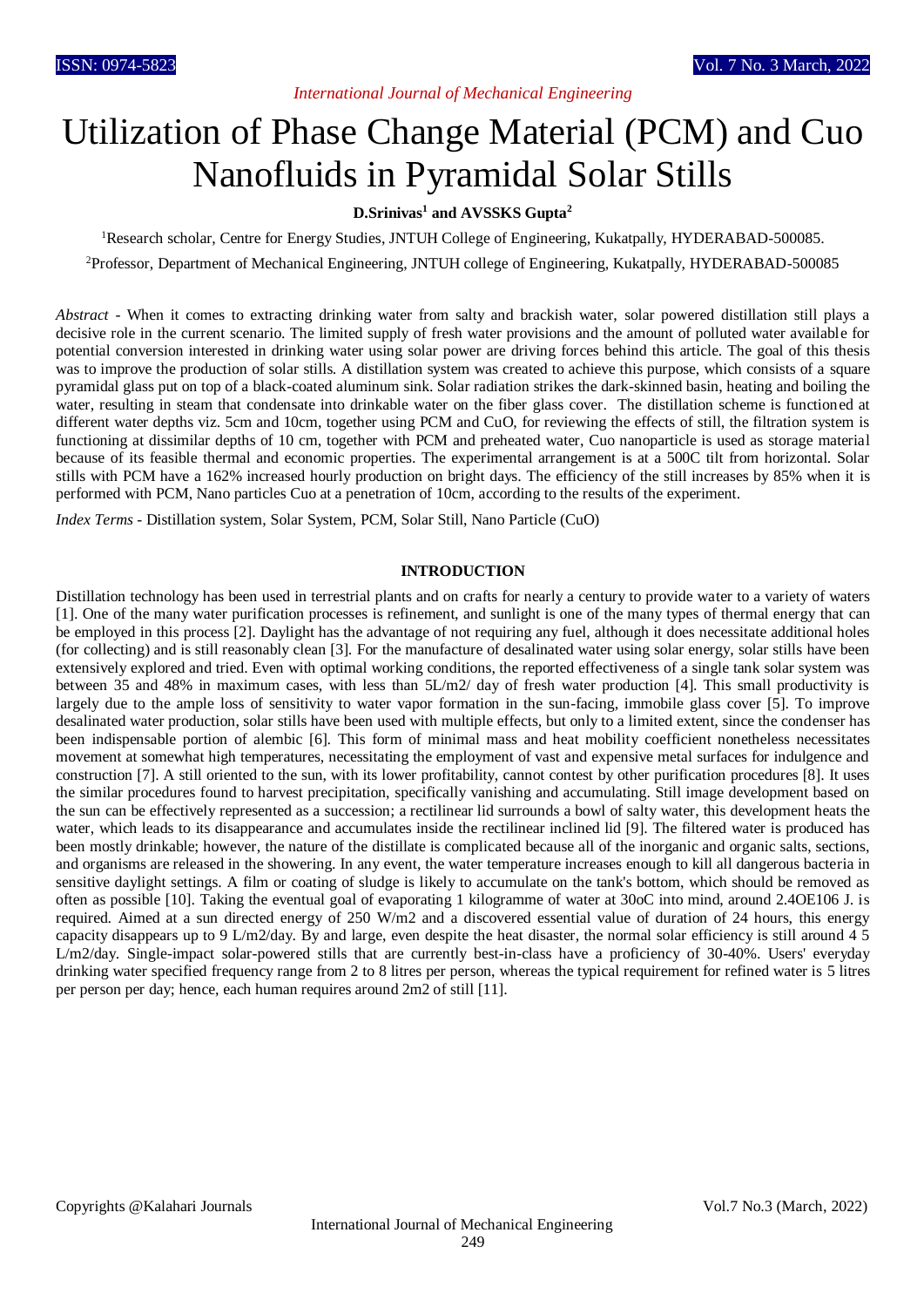# Utilization of Phase Change Material (PCM) and Cuo Nanofluids in Pyramidal Solar Stills

**D.Srinivas[1] and AVSSKS Gupta[2]**

[1]Research scholar, Centre for Energy Studies, JNTUH College of Engineering, Kukatpally, HYDERABAD-500085.

[2]Professor, Department of Mechanical Engineering, JNTUH college of Engineering, Kukatpally, HYDERABAD-500085

*Abstract* - When it comes to extracting drinking water from salty and brackish water, solar powered distillation still plays a decisive role in the current scenario. The limited supply of fresh water provisions and the amount of polluted water available for potential conversion interested in drinking water using solar power are driving forces behind this article. The goal of this thesis was to improve the production of solar stills. A distillation system was created to achieve this purpose, which consists of a square pyramidal glass put on top of a black-coated aluminum sink. Solar radiation strikes the dark-skinned basin, heating and boiling the water, resulting in steam that condensate into drinkable water on the fiber glass cover. The distillation scheme is functioned at different water depths viz. 5cm and 10cm, together using PCM and CuO, for reviewing the effects of still, the filtration system is functioning at dissimilar depths of 10 cm, together with PCM and preheated water, Cuo nanoparticle is used as storage material because of its feasible thermal and economic properties. The experimental arrangement is at a 500C tilt from horizontal. Solar stills with PCM have a 162% increased hourly production on bright days. The efficiency of the still increases by 85% when it is performed with PCM, Nano particles Cuo at a penetration of 10cm, according to the results of the experiment.

*Index Terms* - Distillation system, Solar System, PCM, Solar Still, Nano Particle (CuO)

## INTRODUCTION

Distillation technology has been used in terrestrial plants and on crafts for nearly a century to provide water to a variety of waters [1]. One of the many water purification processes is refinement, and sunlight is one of the many types of thermal energy that can be employed in this process [2]. Daylight has the advantage of not requiring any fuel, although it does necessitate additional holes (for collecting) and is still reasonably clean [3]. For the manufacture of desalinated water using solar energy, solar stills have been extensively explored and tried. Even with optimal working conditions, the reported effectiveness of a single tank solar system was between 35 and 48% in maximum cases, with less than 5L/m2/ day of fresh water production [4]. This small productivity is largely due to the ample loss of sensitivity to water vapor formation in the sun-facing, immobile glass cover [5]. To improve desalinated water production, solar stills have been used with multiple effects, but only to a limited extent, since the condenser has been indispensable portion of alembic [6]. This form of minimal mass and heat mobility coefficient nonetheless necessitates movement at somewhat high temperatures, necessitating the employment of vast and expensive metal surfaces for indulgence and construction [7]. A still oriented to the sun, with its lower profitability, cannot contest by other purification procedures [8]. It uses the similar procedures found to harvest precipitation, specifically vanishing and accumulating. Still image development based on the sun can be effectively represented as a succession; a rectilinear lid surrounds a bowl of salty water, this development heats the water, which leads to its disappearance and accumulates inside the rectilinear inclined lid [9]. The filtered water is produced has been mostly drinkable; however, the nature of the distillate is complicated because all of the inorganic and organic salts, sections, and organisms are released in the showering. In any event, the water temperature increases enough to kill all dangerous bacteria in sensitive daylight settings. A film or coating of sludge is likely to accumulate on the tank's bottom, which should be removed as often as possible [10]. Taking the eventual goal of evaporating 1 kilogramme of water at 30oC into mind, around 2.4OE106 J. is required. Aimed at a sun directed energy of 250 W/m2 and a discovered essential value of duration of 24 hours, this energy capacity disappears up to 9 L/m2/day. By and large, even despite the heat disaster, the normal solar efficiency is still around 4 5 L/m2/day. Single-impact solar-powered stills that are currently best-in-class have a proficiency of 30-40%. Users' everyday drinking water specified frequency range from 2 to 8 litres per person, whereas the typical requirement for refined water is 5 litres per person per day; hence, each human requires around 2m2 of still [11].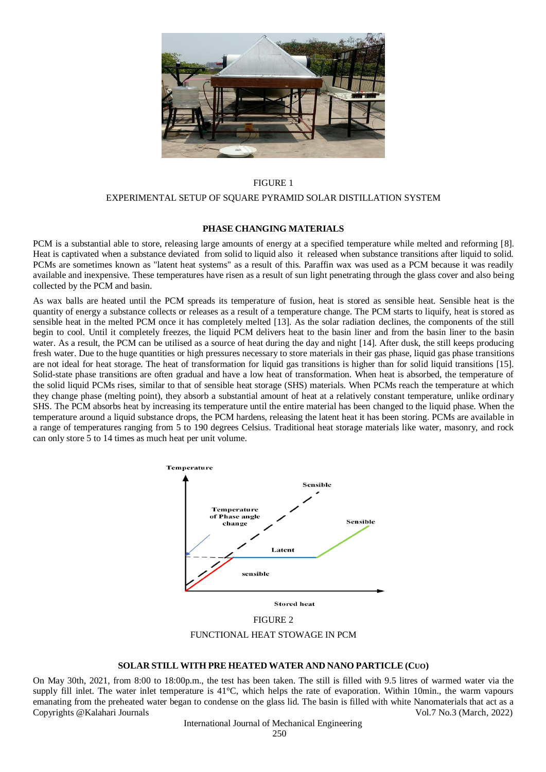FIGURE 1

EXPERIMENTAL SETUP OF SQUARE PYRAMID SOLAR DISTILLATION SYSTEM

## PHASE CHANGING MATERIALS

PCM is a substantial able to store, releasing large amounts of energy at a specified temperature while melted and reforming [8]. Heat is captivated when a substance deviated from solid to liquid also it released when substance transitions after liquid to solid. PCMs are sometimes known as "latent heat systems" as a result of this. Paraffin wax was used as a PCM because it was readily available and inexpensive. These temperatures have risen as a result of sun light penetrating through the glass cover and also being collected by the PCM and basin.

As wax balls are heated until the PCM spreads its temperature of fusion, heat is stored as sensible heat. Sensible heat is the quantity of energy a substance collects or releases as a result of a temperature change. The PCM starts to liquify, heat is stored as sensible heat in the melted PCM once it has completely melted [13]. As the solar radiation declines, the components of the still begin to cool. Until it completely freezes, the liquid PCM delivers heat to the basin liner and from the basin liner to the basin water. As a result, the PCM can be utilised as a source of heat during the day and night [14]. After dusk, the still keeps producing fresh water. Due to the huge quantities or high pressures necessary to store materials in their gas phase, liquid gas phase transitions are not ideal for heat storage. The heat of transformation for liquid gas transitions is higher than for solid liquid transitions [15]. Solid-state phase transitions are often gradual and have a low heat of transformation. When heat is absorbed, the temperature of the solid liquid PCMs rises, similar to that of sensible heat storage (SHS) materials. When PCMs reach the temperature at which they change phase (melting point), they absorb a substantial amount of heat at a relatively constant temperature, unlike ordinary SHS. The PCM absorbs heat by increasing its temperature until the entire material has been changed to the liquid phase. When the temperature around a liquid substance drops, the PCM hardens, releasing the latent heat it has been storing. PCMs are available in a range of temperatures ranging from 5 to 190 degrees Celsius. Traditional heat storage materials like water, masonry, and rock can only store 5 to 14 times as much heat per unit volume.

FIGURE 2

FUNCTIONAL HEAT STOWAGE IN PCM

## SOLAR STILL WITH PRE HEATED WATER AND NANO PARTICLE (CUO)

On May 30th, 2021, from 8:00 to 18:00p.m., the test has been taken. The still is filled with 9.5 litres of warmed water via the supply fill inlet. The water inlet temperature is 41°C, which helps the rate of evaporation. Within 10min., the warm vapours emanating from the preheated water began to condense on the glass lid. The basin is filled with white Nanomaterials that act as a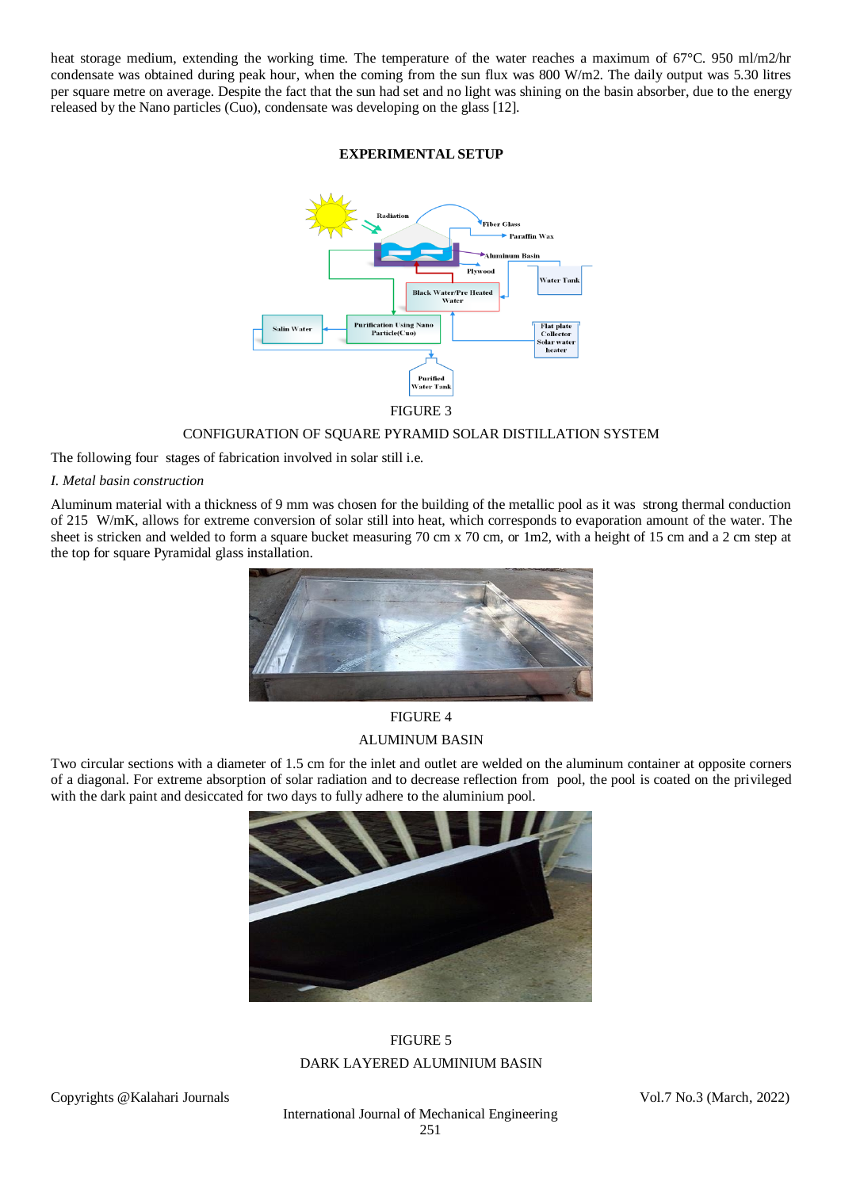heat storage medium, extending the working time. The temperature of the water reaches a maximum of 67°C. 950 ml/m2/hr condensate was obtained during peak hour, when the coming from the sun flux was 800 W/m2. The daily output was 5.30 litres per square metre on average. Despite the fact that the sun had set and no light was shining on the basin absorber, due to the energy released by the Nano particles (Cuo), condensate was developing on the glass [12].

## EXPERIMENTAL SETUP

FIGURE 3

CONFIGURATION OF SQUARE PYRAMID SOLAR DISTILLATION SYSTEM

The following four stages of fabrication involved in solar still i.e.

*I. Metal basin construction*

Aluminum material with a thickness of 9 mm was chosen for the building of the metallic pool as it was strong thermal conduction of 215 W/mK, allows for extreme conversion of solar still into heat, which corresponds to evaporation amount of the water. The sheet is stricken and welded to form a square bucket measuring 70 cm x 70 cm, or 1m2, with a height of 15 cm and a 2 cm step at the top for square Pyramidal glass installation.

FIGURE 4

ALUMINUM BASIN

Two circular sections with a diameter of 1.5 cm for the inlet and outlet are welded on the aluminum container at opposite corners of a diagonal. For extreme absorption of solar radiation and to decrease reflection from pool, the pool is coated on the privileged with the dark paint and desiccated for two days to fully adhere to the aluminium pool.

FIGURE 5

DARK LAYERED ALUMINIUM BASIN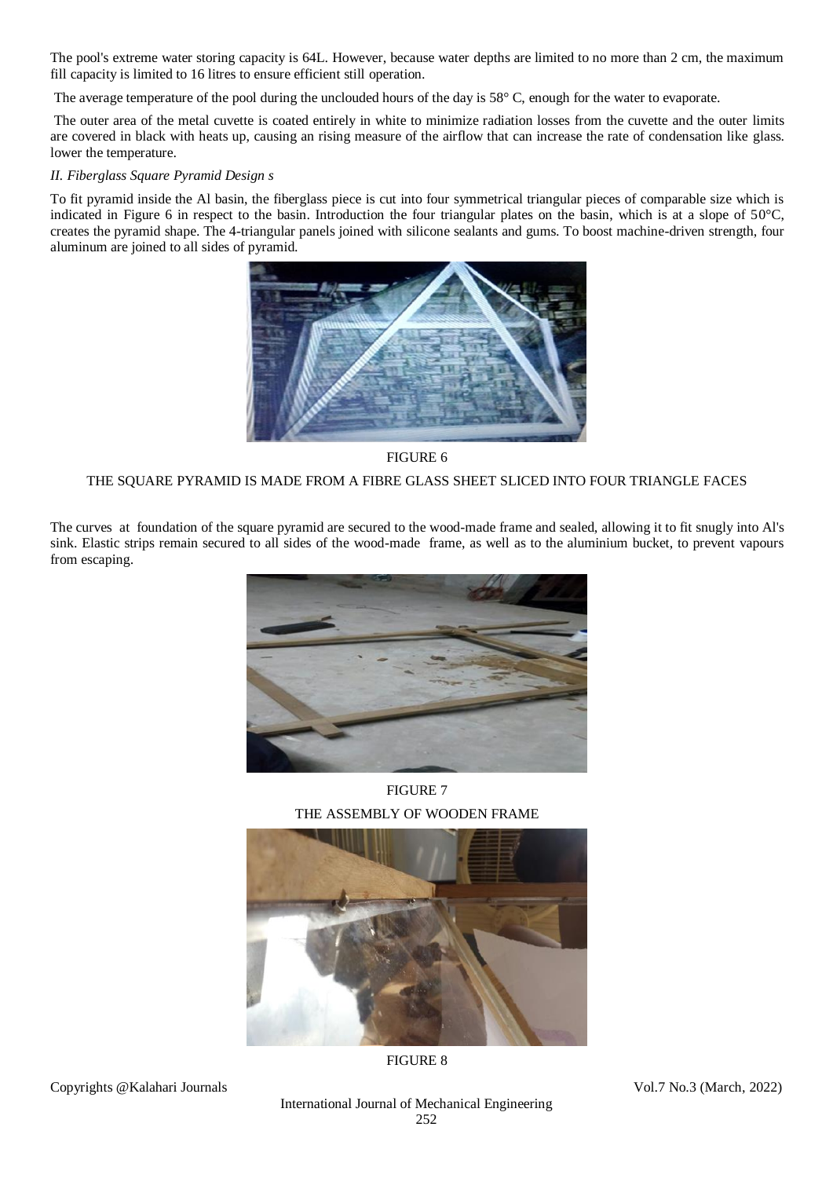The pool's extreme water storing capacity is 64L. However, because water depths are limited to no more than 2 cm, the maximum fill capacity is limited to 16 litres to ensure efficient still operation.

The average temperature of the pool during the unclouded hours of the day is 58° C, enough for the water to evaporate.

The outer area of the metal cuvette is coated entirely in white to minimize radiation losses from the cuvette and the outer limits are covered in black with heats up, causing an rising measure of the airflow that can increase the rate of condensation like glass. lower the temperature.

*II. Fiberglass Square Pyramid Design s*

To fit pyramid inside the Al basin, the fiberglass piece is cut into four symmetrical triangular pieces of comparable size which is indicated in Figure 6 in respect to the basin. Introduction the four triangular plates on the basin, which is at a slope of 50°C, creates the pyramid shape. The 4-triangular panels joined with silicone sealants and gums. To boost machine-driven strength, four aluminum are joined to all sides of pyramid.

FIGURE 6

THE SQUARE PYRAMID IS MADE FROM A FIBRE GLASS SHEET SLICED INTO FOUR TRIANGLE FACES

The curves at foundation of the square pyramid are secured to the wood-made frame and sealed, allowing it to fit snugly into Al's sink. Elastic strips remain secured to all sides of the wood-made frame, as well as to the aluminium bucket, to prevent vapours from escaping.

FIGURE 7

THE ASSEMBLY OF WOODEN FRAME

FIGURE 8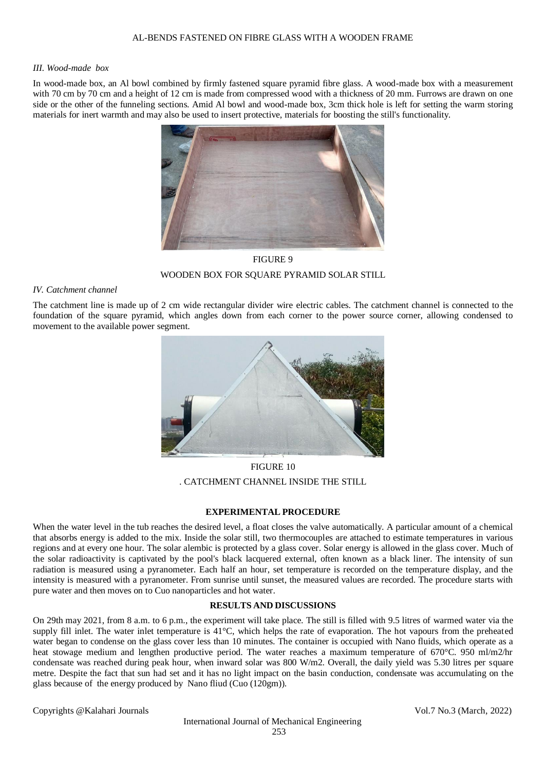### III. Wood-made box

In wood-made box, an Al bowl combined by firmly fastened square pyramid fibre glass. A wood-made box with a measurement with 70 cm by 70 cm and a height of 12 cm is made from compressed wood with a thickness of 20 mm. Furrows are drawn on one side or the other of the funneling sections. Amid Al bowl and wood-made box, 3cm thick hole is left for setting the warm storing materials for inert warmth and may also be used to insert protective, materials for boosting the still's functionality.

FIGURE 9

WOODEN BOX FOR SQUARE PYRAMID SOLAR STILL

### IV. Catchment channel

The catchment line is made up of 2 cm wide rectangular divider wire electric cables. The catchment channel is connected to the foundation of the square pyramid, which angles down from each corner to the power source corner, allowing condensed to movement to the available power segment.

FIGURE 10

. CATCHMENT CHANNEL INSIDE THE STILL

## EXPERIMENTAL PROCEDURE

When the water level in the tub reaches the desired level, a float closes the valve automatically. A particular amount of a chemical that absorbs energy is added to the mix. Inside the solar still, two thermocouples are attached to estimate temperatures in various regions and at every one hour. The solar alembic is protected by a glass cover. Solar energy is allowed in the glass cover. Much of the solar radioactivity is captivated by the pool's black lacquered external, often known as a black liner. The intensity of sun radiation is measured using a pyranometer. Each half an hour, set temperature is recorded on the temperature display, and the intensity is measured with a pyranometer. From sunrise until sunset, the measured values are recorded. The procedure starts with pure water and then moves on to Cuo nanoparticles and hot water.

## RESULTS AND DISCUSSIONS

On 29th may 2021, from 8 a.m. to 6 p.m., the experiment will take place. The still is filled with 9.5 litres of warmed water via the supply fill inlet. The water inlet temperature is 41°C, which helps the rate of evaporation. The hot vapours from the preheated water began to condense on the glass cover less than 10 minutes. The container is occupied with Nano fluids, which operate as a heat stowage medium and lengthen productive period. The water reaches a maximum temperature of 670°C. 950 ml/m2/hr condensate was reached during peak hour, when inward solar was 800 W/m2. Overall, the daily yield was 5.30 litres per square metre. Despite the fact that sun had set and it has no light impact on the basin conduction, condensate was accumulating on the glass because of the energy produced by Nano fliud (Cuo (120gm)).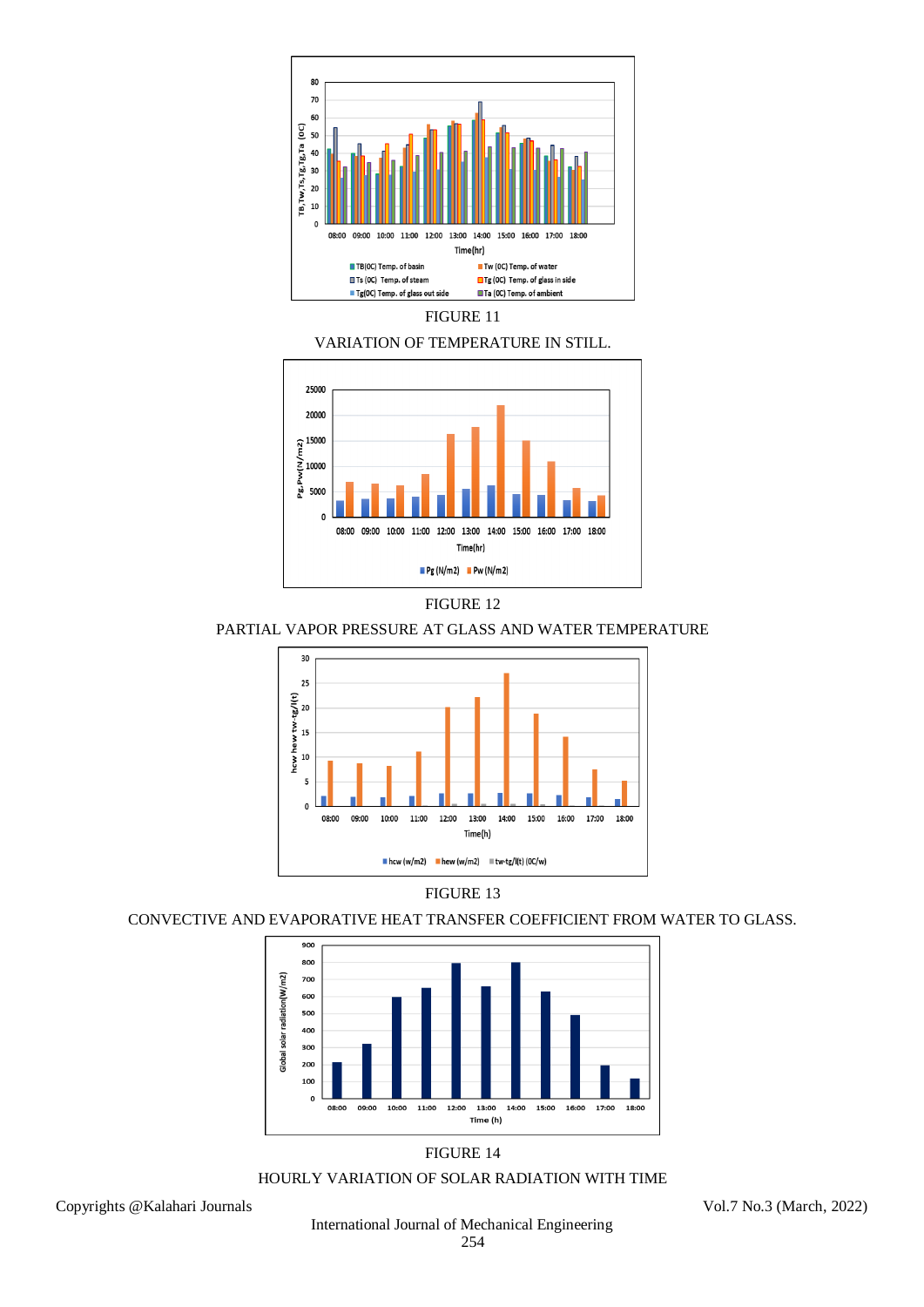FIGURE 11

VARIATION OF TEMPERATURE IN STILL.

FIGURE 12

PARTIAL VAPOR PRESSURE AT GLASS AND WATER TEMPERATURE

FIGURE 13

CONVECTIVE AND EVAPORATIVE HEAT TRANSFER COEFFICIENT FROM WATER TO GLASS.

FIGURE 14

HOURLY VARIATION OF SOLAR RADIATION WITH TIME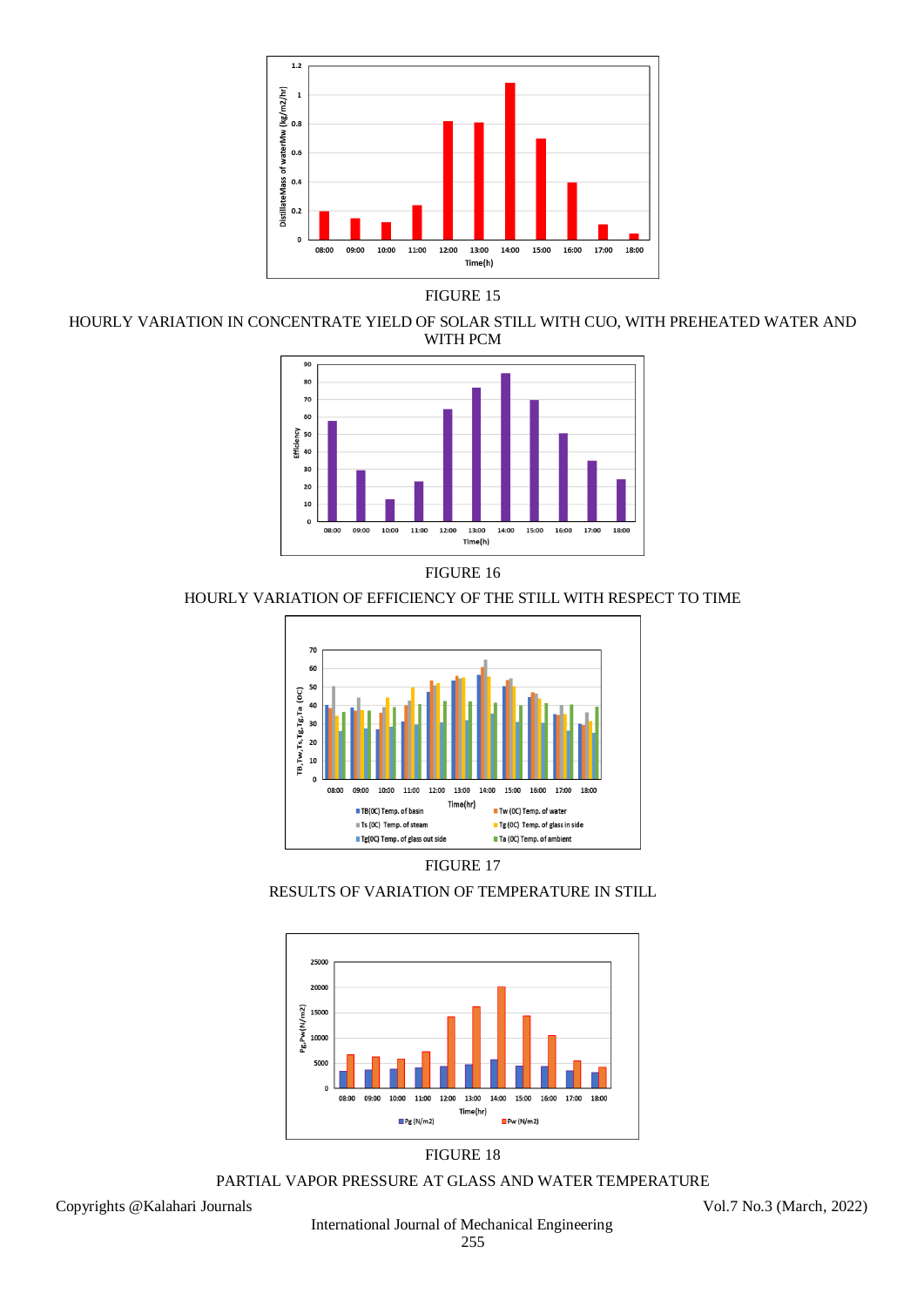FIGURE 15

HOURLY VARIATION IN CONCENTRATE YIELD OF SOLAR STILL WITH CUO, WITH PREHEATED WATER AND WITH PCM

FIGURE 16

HOURLY VARIATION OF EFFICIENCY OF THE STILL WITH RESPECT TO TIME

FIGURE 17

RESULTS OF VARIATION OF TEMPERATURE IN STILL

FIGURE 18

PARTIAL VAPOR PRESSURE AT GLASS AND WATER TEMPERATURE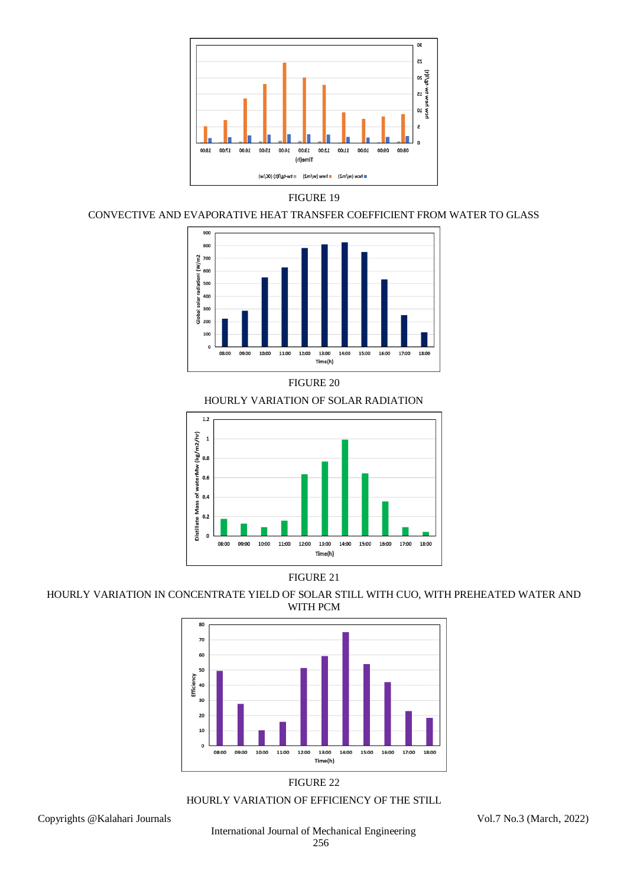FIGURE 19

CONVECTIVE AND EVAPORATIVE HEAT TRANSFER COEFFICIENT FROM WATER TO GLASS

FIGURE 20

HOURLY VARIATION OF SOLAR RADIATION

FIGURE 21

HOURLY VARIATION IN CONCENTRATE YIELD OF SOLAR STILL WITH CUO, WITH PREHEATED WATER AND WITH PCM

FIGURE 22

HOURLY VARIATION OF EFFICIENCY OF THE STILL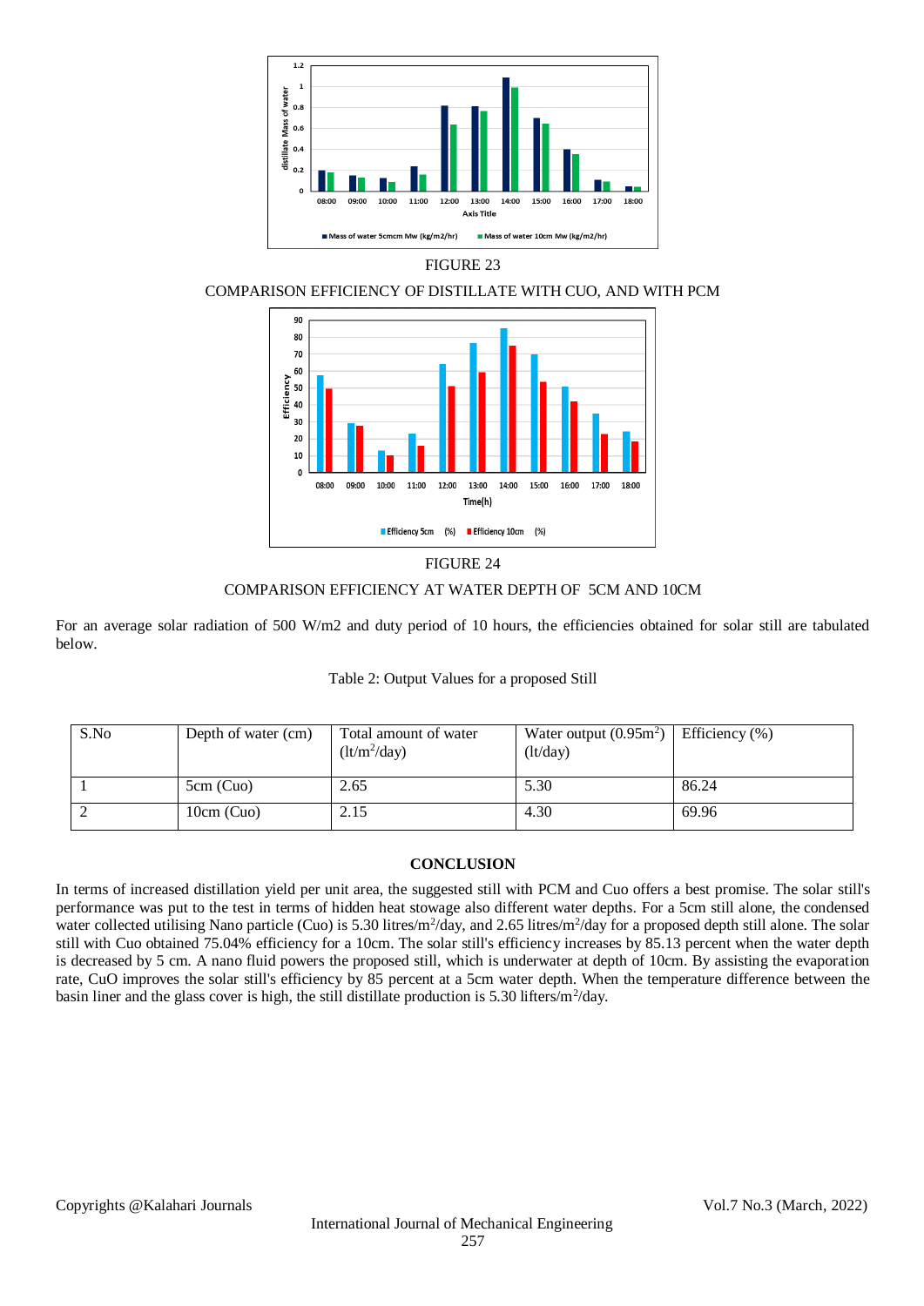FIGURE 23

COMPARISON EFFICIENCY OF DISTILLATE WITH CUO, AND WITH PCM

FIGURE 24

COMPARISON EFFICIENCY AT WATER DEPTH OF 5CM AND 10CM

For an average solar radiation of 500 W/m2 and duty period of 10 hours, the efficiencies obtained for solar still are tabulated below.

Table 2: Output Values for a proposed Still

| S.No | Depth of water (cm) | Total amount of water (lt/m$^2$/day) | Water output (0.95m$^2$) (lt/day) | Efficiency (%) |
|---|---|---|---|---|
| 1 | 5cm (Cuo) | 2.65 | 5.30 | 86.24 |
| 2 | 10cm (Cuo) | 2.15 | 4.30 | 69.96 |

## CONCLUSION

In terms of increased distillation yield per unit area, the suggested still with PCM and Cuo offers a best promise. The solar still's performance was put to the test in terms of hidden heat stowage also different water depths. For a 5cm still alone, the condensed water collected utilising Nano particle (Cuo) is 5.30 litres/m$^2$/day, and 2.65 litres/m$^2$/day for a proposed depth still alone. The solar still with Cuo obtained 75.04% efficiency for a 10cm. The solar still's efficiency increases by 85.13 percent when the water depth is decreased by 5 cm. A nano fluid powers the proposed still, which is underwater at depth of 10cm. By assisting the evaporation rate, CuO improves the solar still's efficiency by 85 percent at a 5cm water depth. When the temperature difference between the basin liner and the glass cover is high, the still distillate production is 5.30 lifters/m$^2$/day.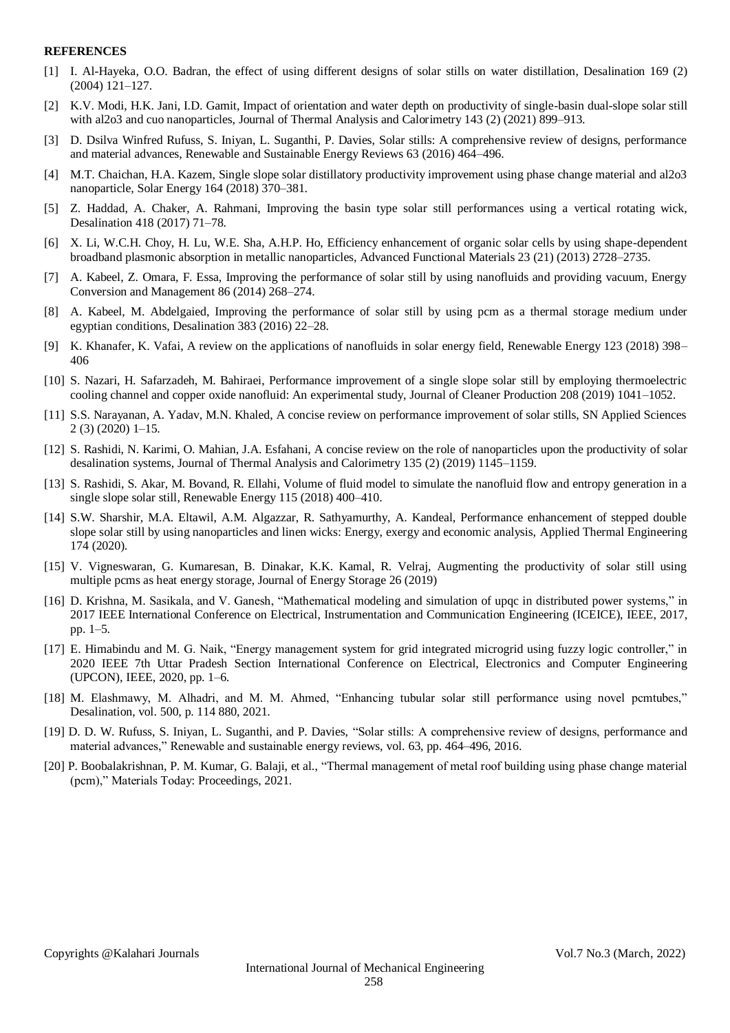**REFERENCES**

[1] I. Al-Hayeka, O.O. Badran, the effect of using different designs of solar stills on water distillation, Desalination 169 (2) (2004) 121–127.

[2] K.V. Modi, H.K. Jani, I.D. Gamit, Impact of orientation and water depth on productivity of single-basin dual-slope solar still with al2o3 and cuo nanoparticles, Journal of Thermal Analysis and Calorimetry 143 (2) (2021) 899–913.

[3] D. Dsilva Winfred Rufuss, S. Iniyan, L. Suganthi, P. Davies, Solar stills: A comprehensive review of designs, performance and material advances, Renewable and Sustainable Energy Reviews 63 (2016) 464–496.

[4] M.T. Chaichan, H.A. Kazem, Single slope solar distillatory productivity improvement using phase change material and al2o3 nanoparticle, Solar Energy 164 (2018) 370–381.

[5] Z. Haddad, A. Chaker, A. Rahmani, Improving the basin type solar still performances using a vertical rotating wick, Desalination 418 (2017) 71–78.

[6] X. Li, W.C.H. Choy, H. Lu, W.E. Sha, A.H.P. Ho, Efficiency enhancement of organic solar cells by using shape-dependent broadband plasmonic absorption in metallic nanoparticles, Advanced Functional Materials 23 (21) (2013) 2728–2735.

[7] A. Kabeel, Z. Omara, F. Essa, Improving the performance of solar still by using nanofluids and providing vacuum, Energy Conversion and Management 86 (2014) 268–274.

[8] A. Kabeel, M. Abdelgaied, Improving the performance of solar still by using pcm as a thermal storage medium under egyptian conditions, Desalination 383 (2016) 22–28.

[9] K. Khanafer, K. Vafai, A review on the applications of nanofluids in solar energy field, Renewable Energy 123 (2018) 398–406

[10] S. Nazari, H. Safarzadeh, M. Bahiraei, Performance improvement of a single slope solar still by employing thermoelectric cooling channel and copper oxide nanofluid: An experimental study, Journal of Cleaner Production 208 (2019) 1041–1052.

[11] S.S. Narayanan, A. Yadav, M.N. Khaled, A concise review on performance improvement of solar stills, SN Applied Sciences 2 (3) (2020) 1–15.

[12] S. Rashidi, N. Karimi, O. Mahian, J.A. Esfahani, A concise review on the role of nanoparticles upon the productivity of solar desalination systems, Journal of Thermal Analysis and Calorimetry 135 (2) (2019) 1145–1159.

[13] S. Rashidi, S. Akar, M. Bovand, R. Ellahi, Volume of fluid model to simulate the nanofluid flow and entropy generation in a single slope solar still, Renewable Energy 115 (2018) 400–410.

[14] S.W. Sharshir, M.A. Eltawil, A.M. Algazzar, R. Sathyamurthy, A. Kandeal, Performance enhancement of stepped double slope solar still by using nanoparticles and linen wicks: Energy, exergy and economic analysis, Applied Thermal Engineering 174 (2020).

[15] V. Vigneswaran, G. Kumaresan, B. Dinakar, K.K. Kamal, R. Velraj, Augmenting the productivity of solar still using multiple pcms as heat energy storage, Journal of Energy Storage 26 (2019)

[16] D. Krishna, M. Sasikala, and V. Ganesh, "Mathematical modeling and simulation of upqc in distributed power systems," in 2017 IEEE International Conference on Electrical, Instrumentation and Communication Engineering (ICEICE), IEEE, 2017, pp. 1–5.

[17] E. Himabindu and M. G. Naik, "Energy management system for grid integrated microgrid using fuzzy logic controller," in 2020 IEEE 7th Uttar Pradesh Section International Conference on Electrical, Electronics and Computer Engineering (UPCON), IEEE, 2020, pp. 1–6.

[18] M. Elashmawy, M. Alhadri, and M. M. Ahmed, "Enhancing tubular solar still performance using novel pcmtubes," Desalination, vol. 500, p. 114 880, 2021.

[19] D. D. W. Rufuss, S. Iniyan, L. Suganthi, and P. Davies, "Solar stills: A comprehensive review of designs, performance and material advances," Renewable and sustainable energy reviews, vol. 63, pp. 464–496, 2016.

[20] P. Boobalakrishnan, P. M. Kumar, G. Balaji, et al., "Thermal management of metal roof building using phase change material (pcm)," Materials Today: Proceedings, 2021.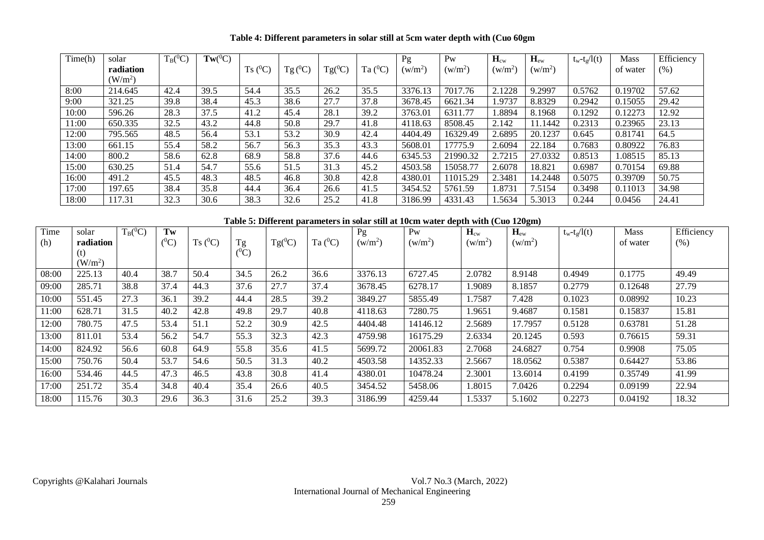**Table 4: Different parameters in solar still at 5cm water depth with (Cuo 60gm**

| Time(h) | solar **radiation** ($W/m^2$) | $T_B(^0C)$ | $T_w(^0C)$ | Ts ($^0C$) | Tg ($^0C$) | Tg($^0C$) | Ta ($^0C$) | Pg ($w/m^2$) | Pw ($w/m^2$) | $H_{cw}$ ($w/m^2$) | $H_{ew}$ ($w/m^2$) | $t_w$-$t_g$/l(t) | Mass of water | Efficiency (%) |
|---|---|---|---|---|---|---|---|---|---|---|---|---|---|---|
| 8:00 | 214.645 | 42.4 | 39.5 | 54.4 | 35.5 | 26.2 | 35.5 | 3376.13 | 7017.76 | 2.1228 | 9.2997 | 0.5762 | 0.19702 | 57.62 |
| 9:00 | 321.25 | 39.8 | 38.4 | 45.3 | 38.6 | 27.7 | 37.8 | 3678.45 | 6621.34 | 1.9737 | 8.8329 | 0.2942 | 0.15055 | 29.42 |
| 10:00 | 596.26 | 28.3 | 37.5 | 41.2 | 45.4 | 28.1 | 39.2 | 3763.01 | 6311.77 | 1.8894 | 8.1968 | 0.1292 | 0.12273 | 12.92 |
| 11:00 | 650.335 | 32.5 | 43.2 | 44.8 | 50.8 | 29.7 | 41.8 | 4118.63 | 8508.45 | 2.142 | 11.1442 | 0.2313 | 0.23965 | 23.13 |
| 12:00 | 795.565 | 48.5 | 56.4 | 53.1 | 53.2 | 30.9 | 42.4 | 4404.49 | 16329.49 | 2.6895 | 20.1237 | 0.645 | 0.81741 | 64.5 |
| 13:00 | 661.15 | 55.4 | 58.2 | 56.7 | 56.3 | 35.3 | 43.3 | 5608.01 | 17775.9 | 2.6094 | 22.184 | 0.7683 | 0.80922 | 76.83 |
| 14:00 | 800.2 | 58.6 | 62.8 | 68.9 | 58.8 | 37.6 | 44.6 | 6345.53 | 21990.32 | 2.7215 | 27.0332 | 0.8513 | 1.08515 | 85.13 |
| 15:00 | 630.25 | 51.4 | 54.7 | 55.6 | 51.5 | 31.3 | 45.2 | 4503.58 | 15058.77 | 2.6078 | 18.821 | 0.6987 | 0.70154 | 69.88 |
| 16:00 | 491.2 | 45.5 | 48.3 | 48.5 | 46.8 | 30.8 | 42.8 | 4380.01 | 11015.29 | 2.3481 | 14.2448 | 0.5075 | 0.39709 | 50.75 |
| 17:00 | 197.65 | 38.4 | 35.8 | 44.4 | 36.4 | 26.6 | 41.5 | 3454.52 | 5761.59 | 1.8731 | 7.5154 | 0.3498 | 0.11013 | 34.98 |
| 18:00 | 117.31 | 32.3 | 30.6 | 38.3 | 32.6 | 25.2 | 41.8 | 3186.99 | 4331.43 | 1.5634 | 5.3013 | 0.244 | 0.0456 | 24.41 |

**Table 5: Different parameters in solar still at 10cm water depth with (Cuo 120gm)**

| Time (h) | solar **radiation** (t) ($W/m^2$) | $T_B(^0C)$ | **Tw** ($^0C$) | Ts ($^0C$) | Tg ($^0C$) | Tg($^0C$) | Ta ($^0C$) | Pg ($w/m^2$) | Pw ($w/m^2$) | $H_{cw}$ ($w/m^2$) | $H_{ew}$ ($w/m^2$) | $t_w$-$t_g$/l(t) | Mass of water | Efficiency (%) |
|---|---|---|---|---|---|---|---|---|---|---|---|---|---|---|
| 08:00 | 225.13 | 40.4 | 38.7 | 50.4 | 34.5 | 26.2 | 36.6 | 3376.13 | 6727.45 | 2.0782 | 8.9148 | 0.4949 | 0.1775 | 49.49 |
| 09:00 | 285.71 | 38.8 | 37.4 | 44.3 | 37.6 | 27.7 | 37.4 | 3678.45 | 6278.17 | 1.9089 | 8.1857 | 0.2779 | 0.12648 | 27.79 |
| 10:00 | 551.45 | 27.3 | 36.1 | 39.2 | 44.4 | 28.5 | 39.2 | 3849.27 | 5855.49 | 1.7587 | 7.428 | 0.1023 | 0.08992 | 10.23 |
| 11:00 | 628.71 | 31.5 | 40.2 | 42.8 | 49.8 | 29.7 | 40.8 | 4118.63 | 7280.75 | 1.9651 | 9.4687 | 0.1581 | 0.15837 | 15.81 |
| 12:00 | 780.75 | 47.5 | 53.4 | 51.1 | 52.2 | 30.9 | 42.5 | 4404.48 | 14146.12 | 2.5689 | 17.7957 | 0.5128 | 0.63781 | 51.28 |
| 13:00 | 811.01 | 53.4 | 56.2 | 54.7 | 55.3 | 32.3 | 42.3 | 4759.98 | 16175.29 | 2.6334 | 20.1245 | 0.593 | 0.76615 | 59.31 |
| 14:00 | 824.92 | 56.6 | 60.8 | 64.9 | 55.8 | 35.6 | 41.5 | 5699.72 | 20061.83 | 2.7068 | 24.6827 | 0.754 | 0.9908 | 75.05 |
| 15:00 | 750.76 | 50.4 | 53.7 | 54.6 | 50.5 | 31.3 | 40.2 | 4503.58 | 14352.33 | 2.5667 | 18.0562 | 0.5387 | 0.64427 | 53.86 |
| 16:00 | 534.46 | 44.5 | 47.3 | 46.5 | 43.8 | 30.8 | 41.4 | 4380.01 | 10478.24 | 2.3001 | 13.6014 | 0.4199 | 0.35749 | 41.99 |
| 17:00 | 251.72 | 35.4 | 34.8 | 40.4 | 35.4 | 26.6 | 40.5 | 3454.52 | 5458.06 | 1.8015 | 7.0426 | 0.2294 | 0.09199 | 22.94 |
| 18:00 | 115.76 | 30.3 | 29.6 | 36.3 | 31.6 | 25.2 | 39.3 | 3186.99 | 4259.44 | 1.5337 | 5.1602 | 0.2273 | 0.04192 | 18.32 |